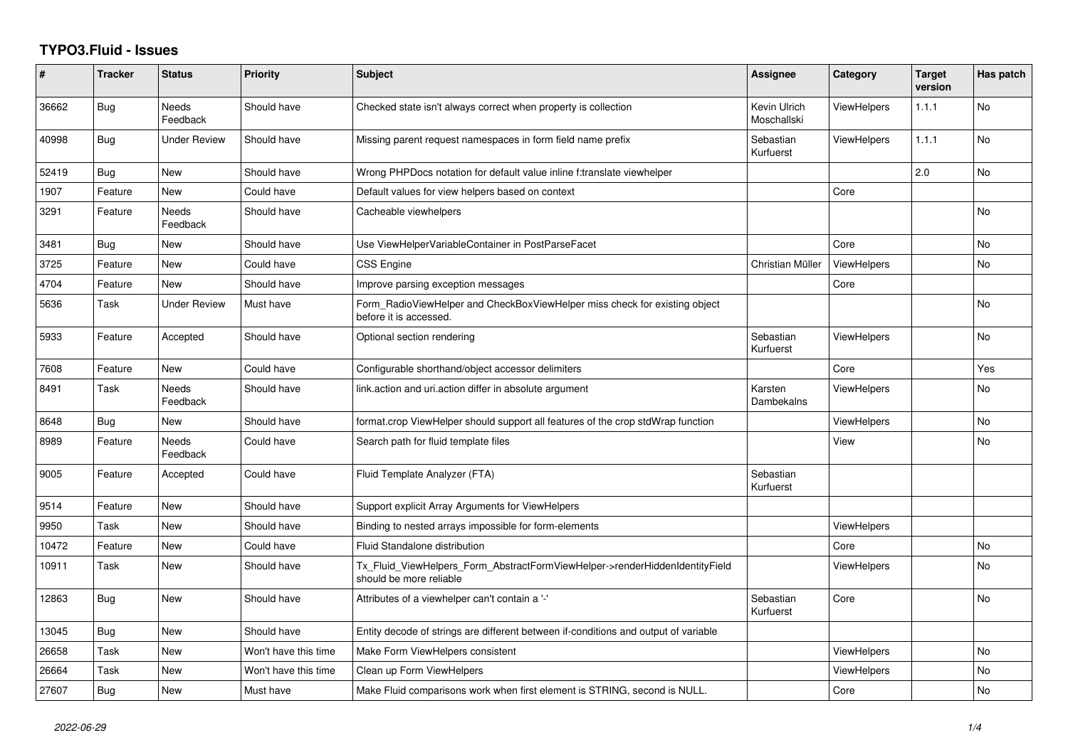# TYPO3.Fluid - Issues

| # | Tracker | Status | Priority | Subject | Assignee | Category | Target version | Has patch |
|---|---|---|---|---|---|---|---|---|
| 36662 | Bug | Needs Feedback | Should have | Checked state isn't always correct when property is collection | Kevin Ulrich Moschallski | ViewHelpers | 1.1.1 | No |
| 40998 | Bug | Under Review | Should have | Missing parent request namespaces in form field name prefix | Sebastian Kurfuerst | ViewHelpers | 1.1.1 | No |
| 52419 | Bug | New | Should have | Wrong PHPDocs notation for default value inline f:translate viewhelper | | | 2.0 | No |
| 1907 | Feature | New | Could have | Default values for view helpers based on context | | Core | | |
| 3291 | Feature | Needs Feedback | Should have | Cacheable viewhelpers | | | | No |
| 3481 | Bug | New | Should have | Use ViewHelperVariableContainer in PostParseFacet | | Core | | No |
| 3725 | Feature | New | Could have | CSS Engine | Christian Müller | ViewHelpers | | No |
| 4704 | Feature | New | Should have | Improve parsing exception messages | | Core | | |
| 5636 | Task | Under Review | Must have | Form_RadioViewHelper and CheckBoxViewHelper miss check for existing object before it is accessed. | | | | No |
| 5933 | Feature | Accepted | Should have | Optional section rendering | Sebastian Kurfuerst | ViewHelpers | | No |
| 7608 | Feature | New | Could have | Configurable shorthand/object accessor delimiters | | Core | | Yes |
| 8491 | Task | Needs Feedback | Should have | link.action and uri.action differ in absolute argument | Karsten Dambekalns | ViewHelpers | | No |
| 8648 | Bug | New | Should have | format.crop ViewHelper should support all features of the crop stdWrap function | | ViewHelpers | | No |
| 8989 | Feature | Needs Feedback | Could have | Search path for fluid template files | | View | | No |
| 9005 | Feature | Accepted | Could have | Fluid Template Analyzer (FTA) | Sebastian Kurfuerst | | | |
| 9514 | Feature | New | Should have | Support explicit Array Arguments for ViewHelpers | | | | |
| 9950 | Task | New | Should have | Binding to nested arrays impossible for form-elements | | ViewHelpers | | |
| 10472 | Feature | New | Could have | Fluid Standalone distribution | | Core | | No |
| 10911 | Task | New | Should have | Tx_Fluid_ViewHelpers_Form_AbstractFormViewHelper->renderHiddenIdentityField should be more reliable | | ViewHelpers | | No |
| 12863 | Bug | New | Should have | Attributes of a viewhelper can't contain a '-' | Sebastian Kurfuerst | Core | | No |
| 13045 | Bug | New | Should have | Entity decode of strings are different between if-conditions and output of variable | | | | |
| 26658 | Task | New | Won't have this time | Make Form ViewHelpers consistent | | ViewHelpers | | No |
| 26664 | Task | New | Won't have this time | Clean up Form ViewHelpers | | ViewHelpers | | No |
| 27607 | Bug | New | Must have | Make Fluid comparisons work when first element is STRING, second is NULL. | | Core | | No |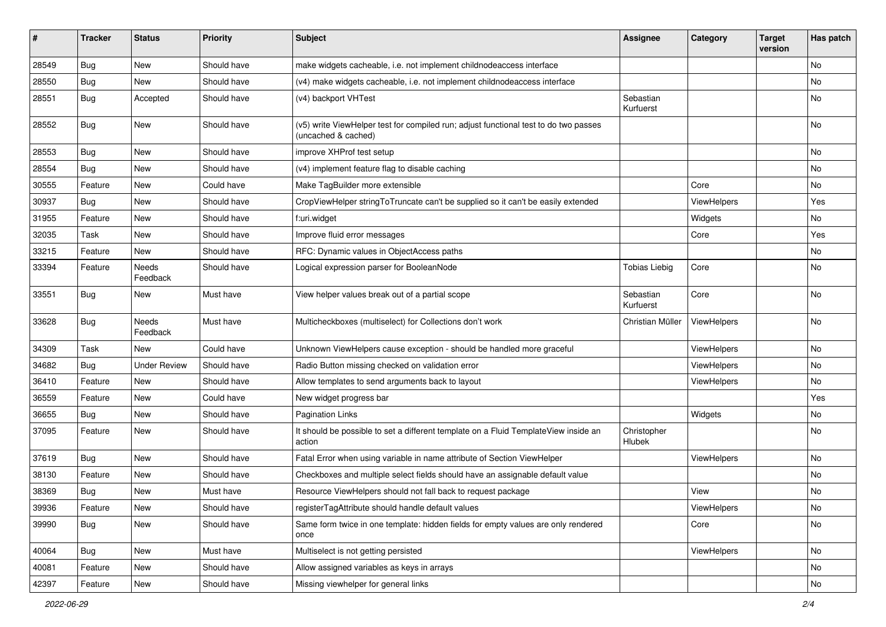| # | Tracker | Status | Priority | Subject | Assignee | Category | Target version | Has patch |
|---|---|---|---|---|---|---|---|---|
| 28549 | Bug | New | Should have | make widgets cacheable, i.e. not implement childnodeaccess interface | | | | No |
| 28550 | Bug | New | Should have | (v4) make widgets cacheable, i.e. not implement childnodeaccess interface | | | | No |
| 28551 | Bug | Accepted | Should have | (v4) backport VHTest | Sebastian Kurfuerst | | | No |
| 28552 | Bug | New | Should have | (v5) write ViewHelper test for compiled run; adjust functional test to do two passes (uncached & cached) | | | | No |
| 28553 | Bug | New | Should have | improve XHProf test setup | | | | No |
| 28554 | Bug | New | Should have | (v4) implement feature flag to disable caching | | | | No |
| 30555 | Feature | New | Could have | Make TagBuilder more extensible | | Core | | No |
| 30937 | Bug | New | Should have | CropViewHelper stringToTruncate can't be supplied so it can't be easily extended | | ViewHelpers | | Yes |
| 31955 | Feature | New | Should have | f:uri.widget | | Widgets | | No |
| 32035 | Task | New | Should have | Improve fluid error messages | | Core | | Yes |
| 33215 | Feature | New | Should have | RFC: Dynamic values in ObjectAccess paths | | | | No |
| 33394 | Feature | Needs Feedback | Should have | Logical expression parser for BooleanNode | Tobias Liebig | Core | | No |
| 33551 | Bug | New | Must have | View helper values break out of a partial scope | Sebastian Kurfuerst | Core | | No |
| 33628 | Bug | Needs Feedback | Must have | Multicheckboxes (multiselect) for Collections don't work | Christian Müller | ViewHelpers | | No |
| 34309 | Task | New | Could have | Unknown ViewHelpers cause exception - should be handled more graceful | | ViewHelpers | | No |
| 34682 | Bug | Under Review | Should have | Radio Button missing checked on validation error | | ViewHelpers | | No |
| 36410 | Feature | New | Should have | Allow templates to send arguments back to layout | | ViewHelpers | | No |
| 36559 | Feature | New | Could have | New widget progress bar | | | | Yes |
| 36655 | Bug | New | Should have | Pagination Links | | Widgets | | No |
| 37095 | Feature | New | Should have | It should be possible to set a different template on a Fluid TemplateView inside an action | Christopher Hlubek | | | No |
| 37619 | Bug | New | Should have | Fatal Error when using variable in name attribute of Section ViewHelper | | ViewHelpers | | No |
| 38130 | Feature | New | Should have | Checkboxes and multiple select fields should have an assignable default value | | | | No |
| 38369 | Bug | New | Must have | Resource ViewHelpers should not fall back to request package | | View | | No |
| 39936 | Feature | New | Should have | registerTagAttribute should handle default values | | ViewHelpers | | No |
| 39990 | Bug | New | Should have | Same form twice in one template: hidden fields for empty values are only rendered once | | Core | | No |
| 40064 | Bug | New | Must have | Multiselect is not getting persisted | | ViewHelpers | | No |
| 40081 | Feature | New | Should have | Allow assigned variables as keys in arrays | | | | No |
| 42397 | Feature | New | Should have | Missing viewhelper for general links | | | | No |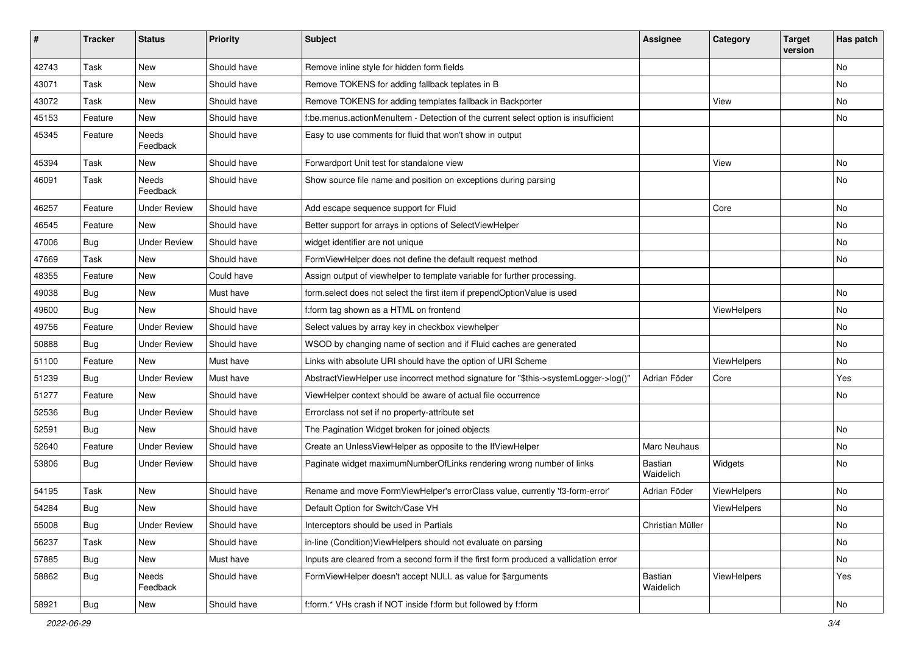| # | Tracker | Status | Priority | Subject | Assignee | Category | Target version | Has patch |
|---|---|---|---|---|---|---|---|---|
| 42743 | Task | New | Should have | Remove inline style for hidden form fields | | | | No |
| 43071 | Task | New | Should have | Remove TOKENS for adding fallback teplates in B | | | | No |
| 43072 | Task | New | Should have | Remove TOKENS for adding templates fallback in Backporter | | View | | No |
| 45153 | Feature | New | Should have | f:be.menus.actionMenuItem - Detection of the current select option is insufficient | | | | No |
| 45345 | Feature | Needs Feedback | Should have | Easy to use comments for fluid that won't show in output | | | | |
| 45394 | Task | New | Should have | Forwardport Unit test for standalone view | | View | | No |
| 46091 | Task | Needs Feedback | Should have | Show source file name and position on exceptions during parsing | | | | No |
| 46257 | Feature | Under Review | Should have | Add escape sequence support for Fluid | | Core | | No |
| 46545 | Feature | New | Should have | Better support for arrays in options of SelectViewHelper | | | | No |
| 47006 | Bug | Under Review | Should have | widget identifier are not unique | | | | No |
| 47669 | Task | New | Should have | FormViewHelper does not define the default request method | | | | No |
| 48355 | Feature | New | Could have | Assign output of viewhelper to template variable for further processing. | | | | |
| 49038 | Bug | New | Must have | form.select does not select the first item if prependOptionValue is used | | | | No |
| 49600 | Bug | New | Should have | f:form tag shown as a HTML on frontend | | ViewHelpers | | No |
| 49756 | Feature | Under Review | Should have | Select values by array key in checkbox viewhelper | | | | No |
| 50888 | Bug | Under Review | Should have | WSOD by changing name of section and if Fluid caches are generated | | | | No |
| 51100 | Feature | New | Must have | Links with absolute URI should have the option of URI Scheme | | ViewHelpers | | No |
| 51239 | Bug | Under Review | Must have | AbstractViewHelper use incorrect method signature for "$this->systemLogger->log()" | Adrian Föder | Core | | Yes |
| 51277 | Feature | New | Should have | ViewHelper context should be aware of actual file occurrence | | | | No |
| 52536 | Bug | Under Review | Should have | Errorclass not set if no property-attribute set | | | | |
| 52591 | Bug | New | Should have | The Pagination Widget broken for joined objects | | | | No |
| 52640 | Feature | Under Review | Should have | Create an UnlessViewHelper as opposite to the IfViewHelper | Marc Neuhaus | | | No |
| 53806 | Bug | Under Review | Should have | Paginate widget maximumNumberOfLinks rendering wrong number of links | Bastian Waidelich | Widgets | | No |
| 54195 | Task | New | Should have | Rename and move FormViewHelper's errorClass value, currently 'f3-form-error' | Adrian Föder | ViewHelpers | | No |
| 54284 | Bug | New | Should have | Default Option for Switch/Case VH | | ViewHelpers | | No |
| 55008 | Bug | Under Review | Should have | Interceptors should be used in Partials | Christian Müller | | | No |
| 56237 | Task | New | Should have | in-line (Condition)ViewHelpers should not evaluate on parsing | | | | No |
| 57885 | Bug | New | Must have | Inputs are cleared from a second form if the first form produced a vallidation error | | | | No |
| 58862 | Bug | Needs Feedback | Should have | FormViewHelper doesn't accept NULL as value for $arguments | Bastian Waidelich | ViewHelpers | | Yes |
| 58921 | Bug | New | Should have | f:form.* VHs crash if NOT inside f:form but followed by f:form | | | | No |

2022-06-29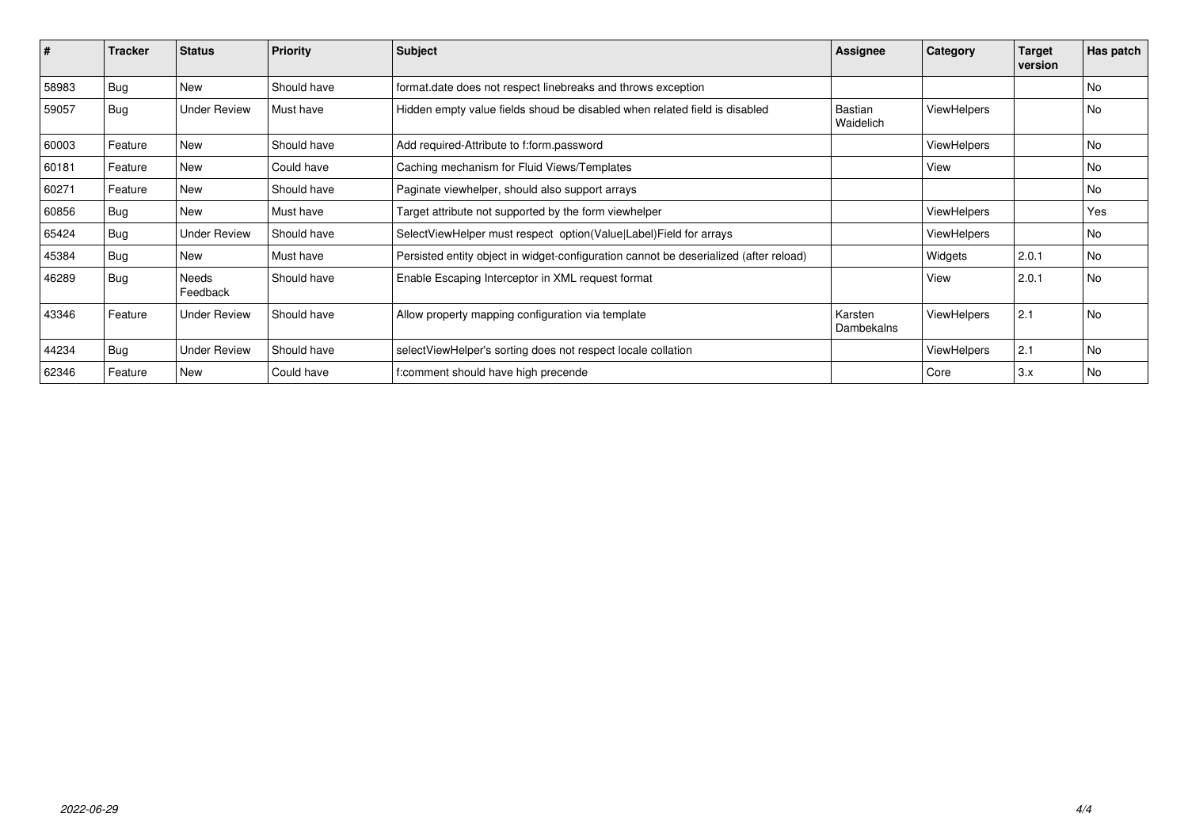| # | Tracker | Status | Priority | Subject | Assignee | Category | Target version | Has patch |
|---|---|---|---|---|---|---|---|---|
| 58983 | Bug | New | Should have | format.date does not respect linebreaks and throws exception | | | | No |
| 59057 | Bug | Under Review | Must have | Hidden empty value fields shoud be disabled when related field is disabled | Bastian Waidelich | ViewHelpers | | No |
| 60003 | Feature | New | Should have | Add required-Attribute to f:form.password | | ViewHelpers | | No |
| 60181 | Feature | New | Could have | Caching mechanism for Fluid Views/Templates | | View | | No |
| 60271 | Feature | New | Should have | Paginate viewhelper, should also support arrays | | | | No |
| 60856 | Bug | New | Must have | Target attribute not supported by the form viewhelper | | ViewHelpers | | Yes |
| 65424 | Bug | Under Review | Should have | SelectViewHelper must respect option(Value|Label)Field for arrays | | ViewHelpers | | No |
| 45384 | Bug | New | Must have | Persisted entity object in widget-configuration cannot be deserialized (after reload) | | Widgets | 2.0.1 | No |
| 46289 | Bug | Needs Feedback | Should have | Enable Escaping Interceptor in XML request format | | View | 2.0.1 | No |
| 43346 | Feature | Under Review | Should have | Allow property mapping configuration via template | Karsten Dambekalns | ViewHelpers | 2.1 | No |
| 44234 | Bug | Under Review | Should have | selectViewHelper's sorting does not respect locale collation | | ViewHelpers | 2.1 | No |
| 62346 | Feature | New | Could have | f:comment should have high precende | | Core | 3.x | No |